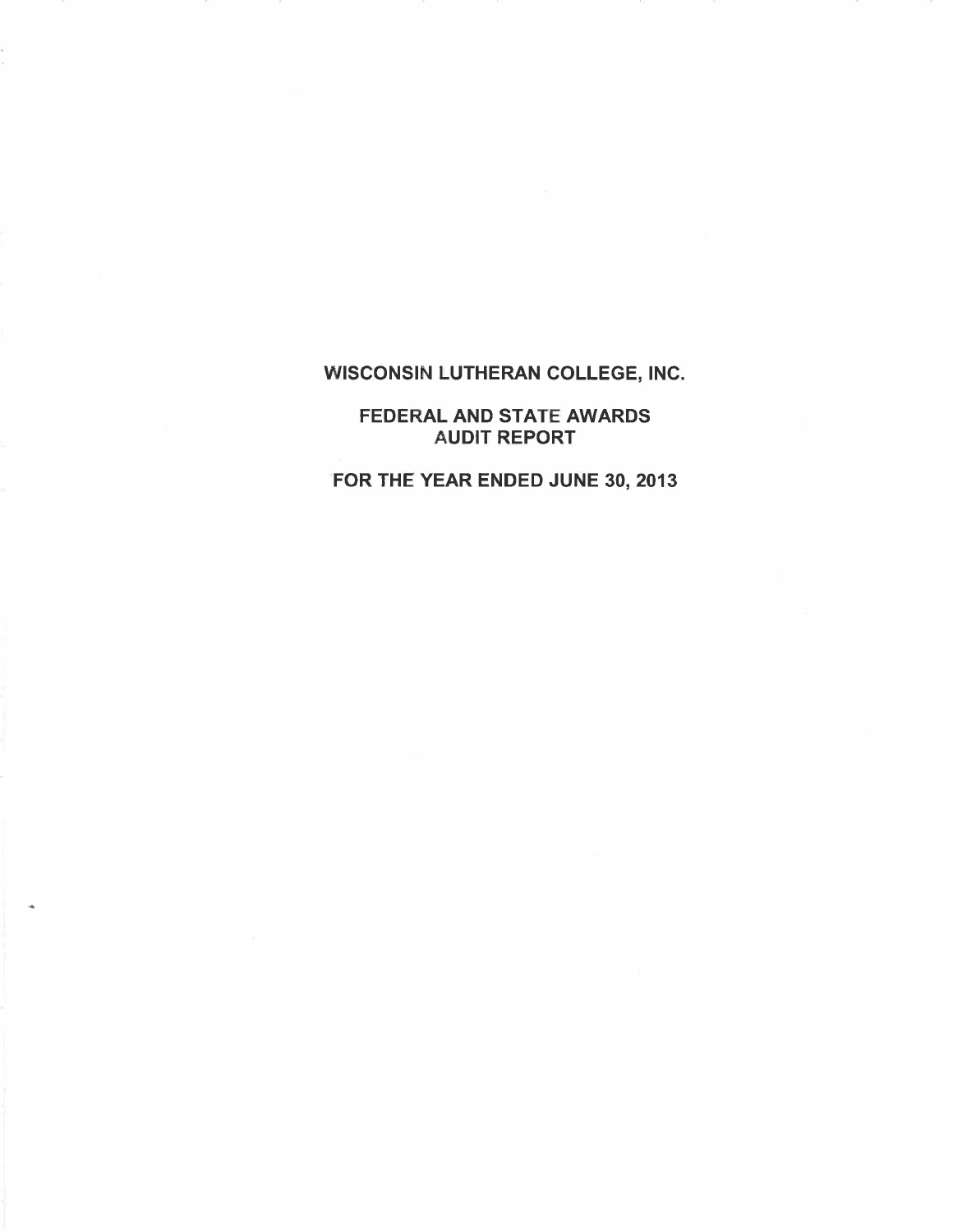# WISCONSIN LUTHERAN COLLEGE, INC.

## FEDERAL AND STATE AWARDS AUDIT REPORT

## FOR THE YEAR ENDED JUNE 30, 2013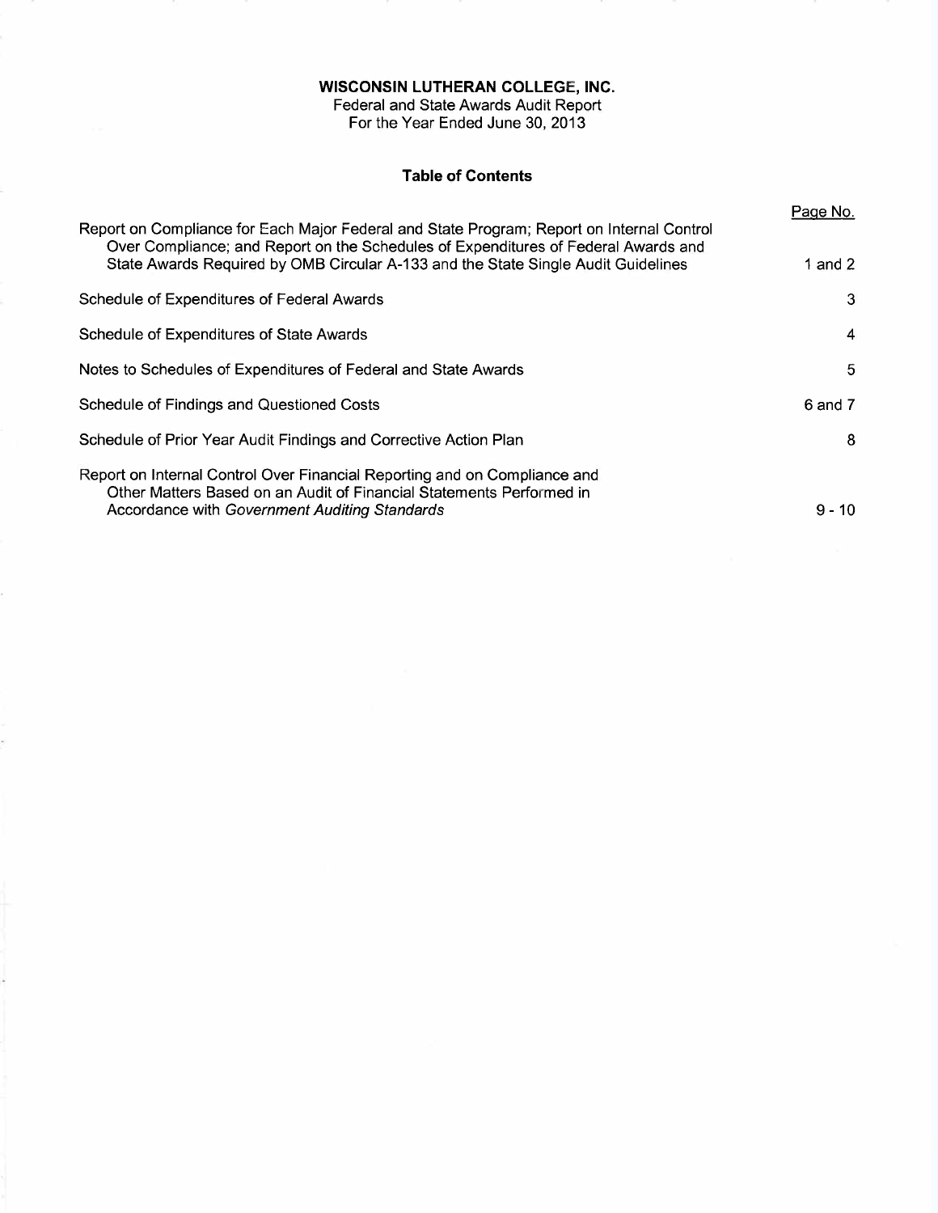# WISCONSIN LUTHERAN COLLEGE, INC.

Federal and State Awards Audit Report
For the Year Ended June 30, 2013

## Table of Contents

| | Page No. |
|---|---|
| Report on Compliance for Each Major Federal and State Program; Report on Internal Control Over Compliance; and Report on the Schedules of Expenditures of Federal Awards and State Awards Required by OMB Circular A-133 and the State Single Audit Guidelines | 1 and 2 |
| Schedule of Expenditures of Federal Awards | 3 |
| Schedule of Expenditures of State Awards | 4 |
| Notes to Schedules of Expenditures of Federal and State Awards | 5 |
| Schedule of Findings and Questioned Costs | 6 and 7 |
| Schedule of Prior Year Audit Findings and Corrective Action Plan | 8 |
| Report on Internal Control Over Financial Reporting and on Compliance and Other Matters Based on an Audit of Financial Statements Performed in Accordance with *Government Auditing Standards* | 9 - 10 |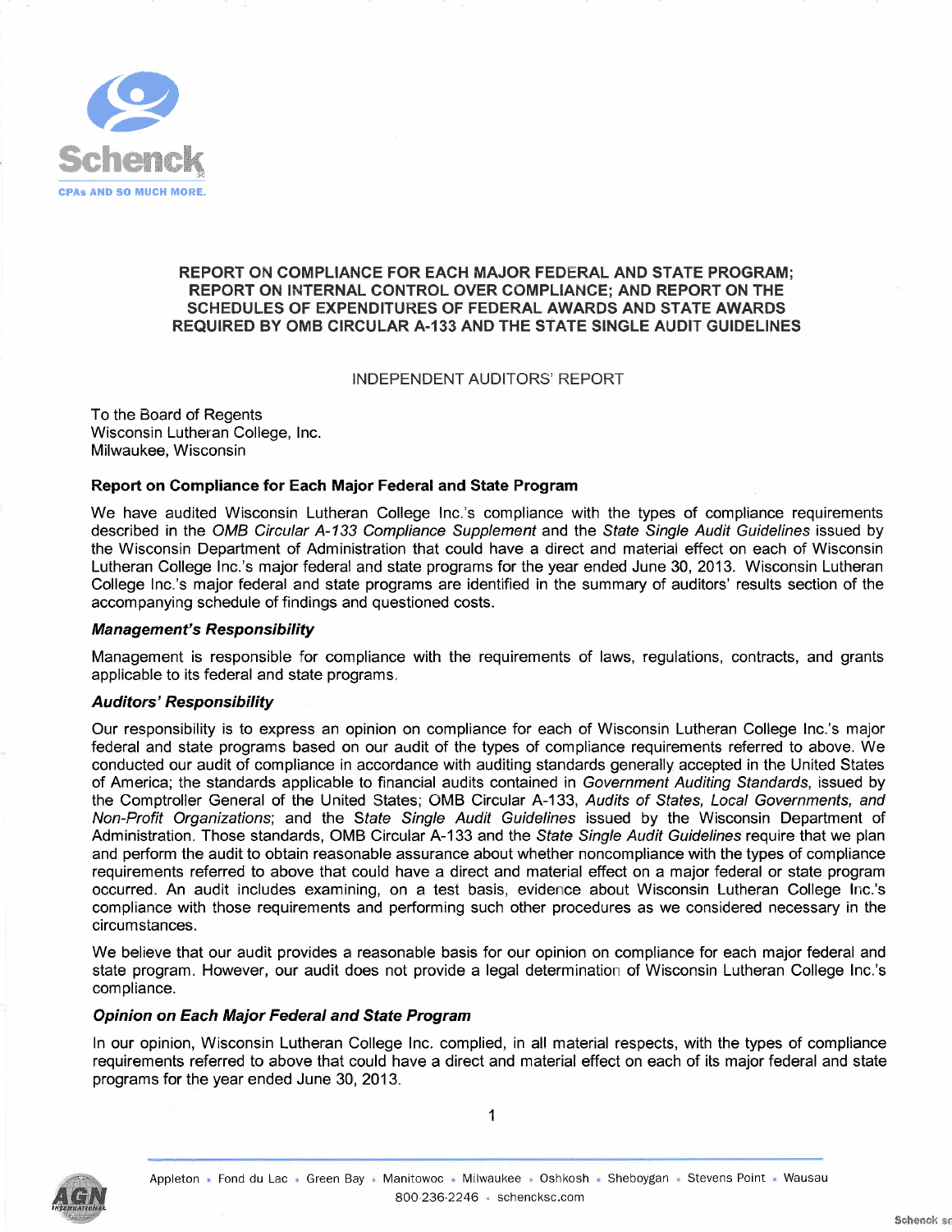# REPORT ON COMPLIANCE FOR EACH MAJOR FEDERAL AND STATE PROGRAM; REPORT ON INTERNAL CONTROL OVER COMPLIANCE; AND REPORT ON THE SCHEDULES OF EXPENDITURES OF FEDERAL AWARDS AND STATE AWARDS REQUIRED BY OMB CIRCULAR A-133 AND THE STATE SINGLE AUDIT GUIDELINES

INDEPENDENT AUDITORS' REPORT

To the Board of Regents
Wisconsin Lutheran College, Inc.
Milwaukee, Wisconsin

## Report on Compliance for Each Major Federal and State Program

We have audited Wisconsin Lutheran College Inc.'s compliance with the types of compliance requirements described in the *OMB Circular A-133 Compliance Supplement* and the *State Single Audit Guidelines* issued by the Wisconsin Department of Administration that could have a direct and material effect on each of Wisconsin Lutheran College Inc.'s major federal and state programs for the year ended June 30, 2013. Wisconsin Lutheran College Inc.'s major federal and state programs are identified in the summary of auditors' results section of the accompanying schedule of findings and questioned costs.

### *Management's Responsibility*

Management is responsible for compliance with the requirements of laws, regulations, contracts, and grants applicable to its federal and state programs.

### *Auditors' Responsibility*

Our responsibility is to express an opinion on compliance for each of Wisconsin Lutheran College Inc.'s major federal and state programs based on our audit of the types of compliance requirements referred to above. We conducted our audit of compliance in accordance with auditing standards generally accepted in the United States of America; the standards applicable to financial audits contained in *Government Auditing Standards*, issued by the Comptroller General of the United States; OMB Circular A-133, *Audits of States, Local Governments, and Non-Profit Organizations*; and the *State Single Audit Guidelines* issued by the Wisconsin Department of Administration. Those standards, OMB Circular A-133 and the *State Single Audit Guidelines* require that we plan and perform the audit to obtain reasonable assurance about whether noncompliance with the types of compliance requirements referred to above that could have a direct and material effect on a major federal or state program occurred. An audit includes examining, on a test basis, evidence about Wisconsin Lutheran College Inc.'s compliance with those requirements and performing such other procedures as we considered necessary in the circumstances.

We believe that our audit provides a reasonable basis for our opinion on compliance for each major federal and state program. However, our audit does not provide a legal determination of Wisconsin Lutheran College Inc.'s compliance.

### *Opinion on Each Major Federal and State Program*

In our opinion, Wisconsin Lutheran College Inc. complied, in all material respects, with the types of compliance requirements referred to above that could have a direct and material effect on each of its major federal and state programs for the year ended June 30, 2013.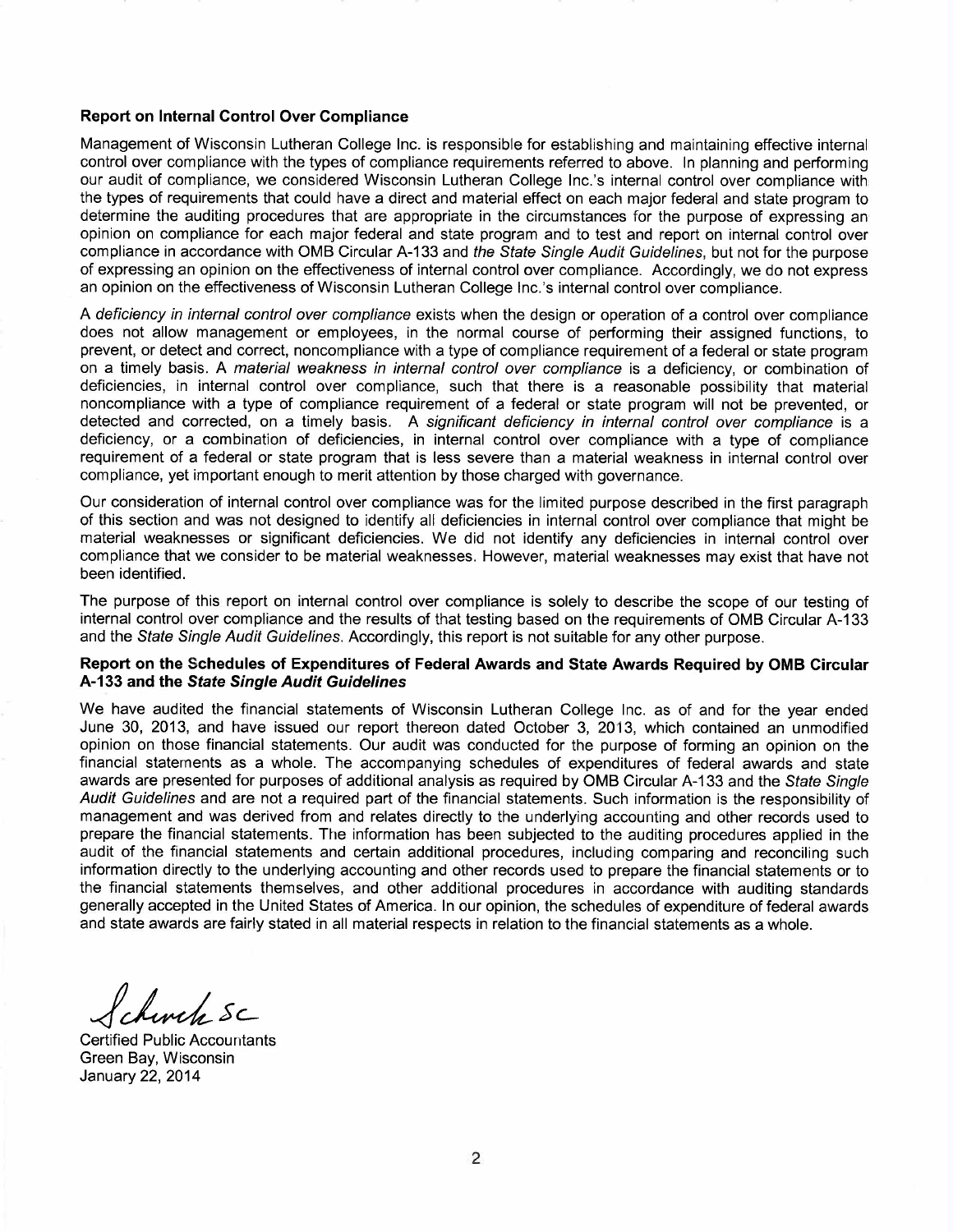### Report on Internal Control Over Compliance

Management of Wisconsin Lutheran College Inc. is responsible for establishing and maintaining effective internal control over compliance with the types of compliance requirements referred to above. In planning and performing our audit of compliance, we considered Wisconsin Lutheran College Inc.'s internal control over compliance with the types of requirements that could have a direct and material effect on each major federal and state program to determine the auditing procedures that are appropriate in the circumstances for the purpose of expressing an opinion on compliance for each major federal and state program and to test and report on internal control over compliance in accordance with OMB Circular A-133 and *the State Single Audit Guidelines*, but not for the purpose of expressing an opinion on the effectiveness of internal control over compliance. Accordingly, we do not express an opinion on the effectiveness of Wisconsin Lutheran College Inc.'s internal control over compliance.

A *deficiency in internal control over compliance* exists when the design or operation of a control over compliance does not allow management or employees, in the normal course of performing their assigned functions, to prevent, or detect and correct, noncompliance with a type of compliance requirement of a federal or state program on a timely basis. A *material weakness in internal control over compliance* is a deficiency, or combination of deficiencies, in internal control over compliance, such that there is a reasonable possibility that material noncompliance with a type of compliance requirement of a federal or state program will not be prevented, or detected and corrected, on a timely basis. A *significant deficiency in internal control over compliance* is a deficiency, or a combination of deficiencies, in internal control over compliance with a type of compliance requirement of a federal or state program that is less severe than a material weakness in internal control over compliance, yet important enough to merit attention by those charged with governance.

Our consideration of internal control over compliance was for the limited purpose described in the first paragraph of this section and was not designed to identify all deficiencies in internal control over compliance that might be material weaknesses or significant deficiencies. We did not identify any deficiencies in internal control over compliance that we consider to be material weaknesses. However, material weaknesses may exist that have not been identified.

The purpose of this report on internal control over compliance is solely to describe the scope of our testing of internal control over compliance and the results of that testing based on the requirements of OMB Circular A-133 and the *State Single Audit Guidelines*. Accordingly, this report is not suitable for any other purpose.

### Report on the Schedules of Expenditures of Federal Awards and State Awards Required by OMB Circular A-133 and the *State Single Audit Guidelines*

We have audited the financial statements of Wisconsin Lutheran College Inc. as of and for the year ended June 30, 2013, and have issued our report thereon dated October 3, 2013, which contained an unmodified opinion on those financial statements. Our audit was conducted for the purpose of forming an opinion on the financial statements as a whole. The accompanying schedules of expenditures of federal awards and state awards are presented for purposes of additional analysis as required by OMB Circular A-133 and the *State Single Audit Guidelines* and are not a required part of the financial statements. Such information is the responsibility of management and was derived from and relates directly to the underlying accounting and other records used to prepare the financial statements. The information has been subjected to the auditing procedures applied in the audit of the financial statements and certain additional procedures, including comparing and reconciling such information directly to the underlying accounting and other records used to prepare the financial statements or to the financial statements themselves, and other additional procedures in accordance with auditing standards generally accepted in the United States of America. In our opinion, the schedules of expenditure of federal awards and state awards are fairly stated in all material respects in relation to the financial statements as a whole.

Schenck SC

Certified Public Accountants
Green Bay, Wisconsin
January 22, 2014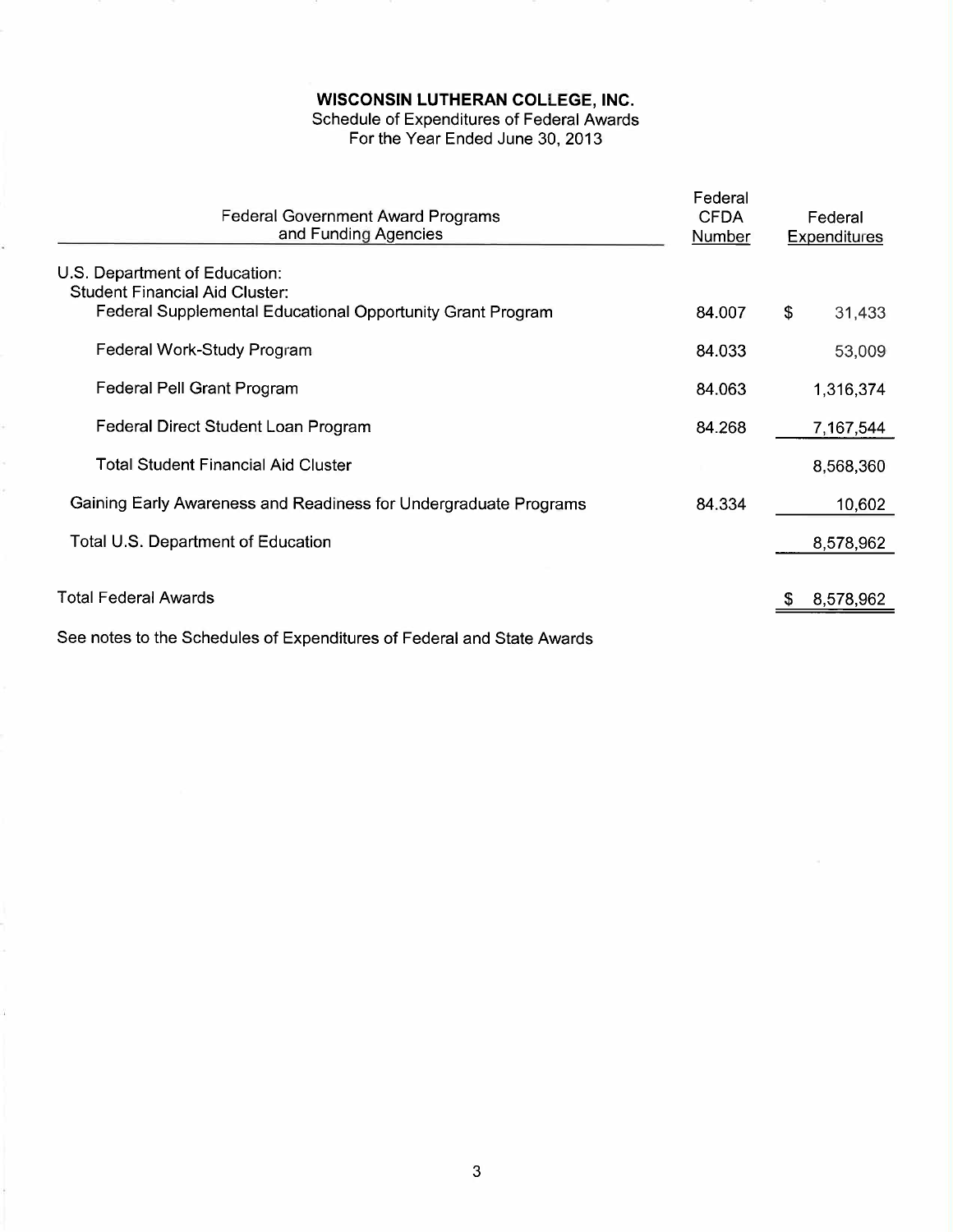# WISCONSIN LUTHERAN COLLEGE, INC.

Schedule of Expenditures of Federal Awards
For the Year Ended June 30, 2013

| Federal Government Award Programs and Funding Agencies | Federal CFDA Number | Federal Expenditures |
|---|---|---|
| U.S. Department of Education: | | |
| Student Financial Aid Cluster: | | |
| Federal Supplemental Educational Opportunity Grant Program | 84.007 | $ 31,433 |
| Federal Work-Study Program | 84.033 | 53,009 |
| Federal Pell Grant Program | 84.063 | 1,316,374 |
| Federal Direct Student Loan Program | 84.268 | 7,167,544 |
| Total Student Financial Aid Cluster | | 8,568,360 |
| Gaining Early Awareness and Readiness for Undergraduate Programs | 84.334 | 10,602 |
| Total U.S. Department of Education | | 8,578,962 |
| Total Federal Awards | | $ 8,578,962 |

See notes to the Schedules of Expenditures of Federal and State Awards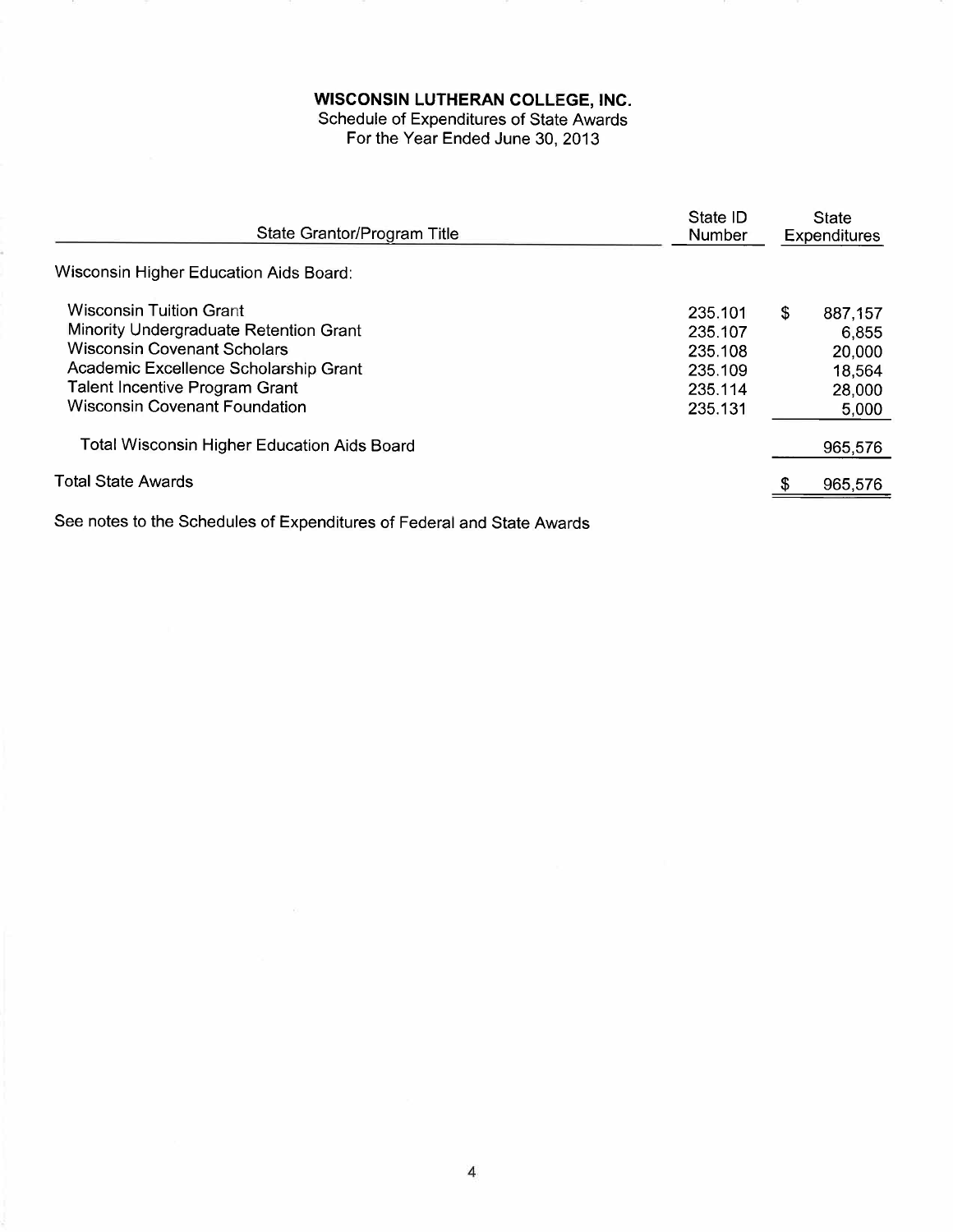# WISCONSIN LUTHERAN COLLEGE, INC.

Schedule of Expenditures of State Awards
For the Year Ended June 30, 2013

| State Grantor/Program Title | State ID Number | State Expenditures |
|---|---|---|
| Wisconsin Higher Education Aids Board: | | |
| Wisconsin Tuition Grant | 235.101 | $ 887,157 |
| Minority Undergraduate Retention Grant | 235.107 | 6,855 |
| Wisconsin Covenant Scholars | 235.108 | 20,000 |
| Academic Excellence Scholarship Grant | 235.109 | 18,564 |
| Talent Incentive Program Grant | 235.114 | 28,000 |
| Wisconsin Covenant Foundation | 235.131 | 5,000 |
| Total Wisconsin Higher Education Aids Board | | 965,576 |
| Total State Awards | | $ 965,576 |

See notes to the Schedules of Expenditures of Federal and State Awards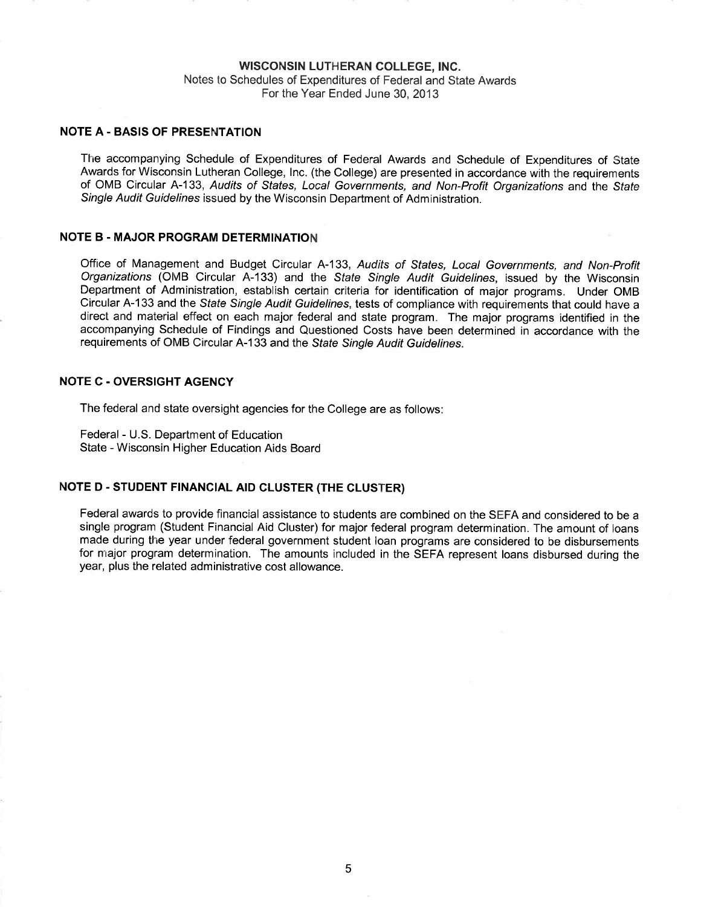# WISCONSIN LUTHERAN COLLEGE, INC.

Notes to Schedules of Expenditures of Federal and State Awards
For the Year Ended June 30, 2013

## NOTE A - BASIS OF PRESENTATION

The accompanying Schedule of Expenditures of Federal Awards and Schedule of Expenditures of State Awards for Wisconsin Lutheran College, Inc. (the College) are presented in accordance with the requirements of OMB Circular A-133, *Audits of States, Local Governments, and Non-Profit Organizations* and the *State Single Audit Guidelines* issued by the Wisconsin Department of Administration.

## NOTE B - MAJOR PROGRAM DETERMINATION

Office of Management and Budget Circular A-133, *Audits of States, Local Governments, and Non-Profit Organizations* (OMB Circular A-133) and the *State Single Audit Guidelines*, issued by the Wisconsin Department of Administration, establish certain criteria for identification of major programs. Under OMB Circular A-133 and the *State Single Audit Guidelines*, tests of compliance with requirements that could have a direct and material effect on each major federal and state program. The major programs identified in the accompanying Schedule of Findings and Questioned Costs have been determined in accordance with the requirements of OMB Circular A-133 and the *State Single Audit Guidelines*.

## NOTE C - OVERSIGHT AGENCY

The federal and state oversight agencies for the College are as follows:

Federal - U.S. Department of Education
State - Wisconsin Higher Education Aids Board

## NOTE D - STUDENT FINANCIAL AID CLUSTER (THE CLUSTER)

Federal awards to provide financial assistance to students are combined on the SEFA and considered to be a single program (Student Financial Aid Cluster) for major federal program determination. The amount of loans made during the year under federal government student loan programs are considered to be disbursements for major program determination. The amounts included in the SEFA represent loans disbursed during the year, plus the related administrative cost allowance.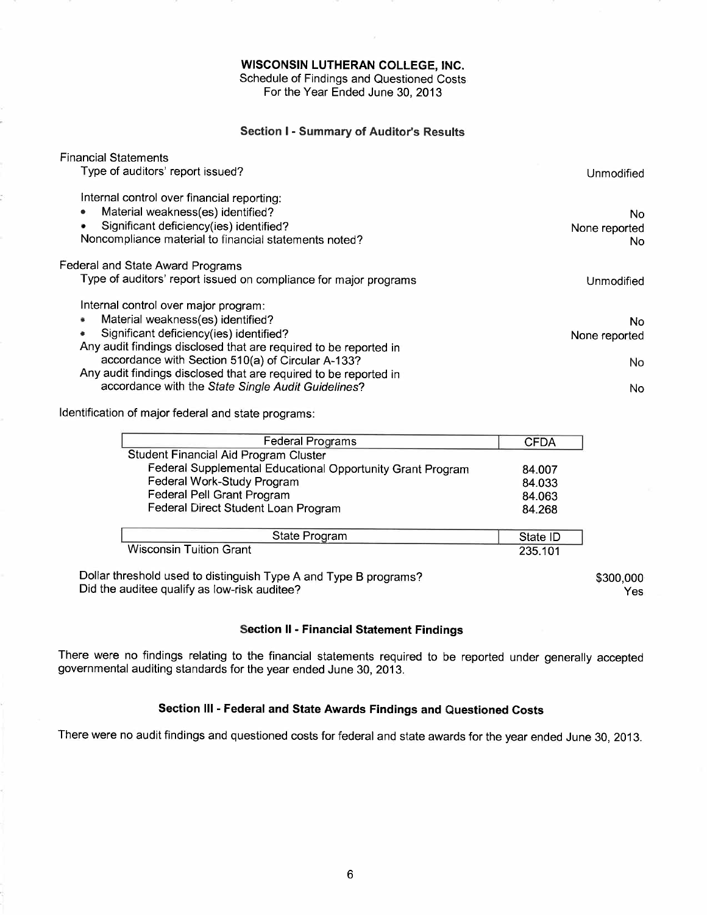# WISCONSIN LUTHERAN COLLEGE, INC.

Schedule of Findings and Questioned Costs
For the Year Ended June 30, 2013

## Section I - Summary of Auditor's Results

Financial Statements

| | |
|---|---|
| Type of auditors' report issued? | Unmodified |
| Internal control over financial reporting: | |
| • Material weakness(es) identified? | No |
| • Significant deficiency(ies) identified? | None reported |
| Noncompliance material to financial statements noted? | No |

Federal and State Award Programs

| | |
|---|---|
| Type of auditors' report issued on compliance for major programs | Unmodified |
| Internal control over major program: | |
| • Material weakness(es) identified? | No |
| • Significant deficiency(ies) identified? | None reported |
| Any audit findings disclosed that are required to be reported in accordance with Section 510(a) of Circular A-133? | No |
| Any audit findings disclosed that are required to be reported in accordance with the *State Single Audit Guidelines*? | No |

Identification of major federal and state programs:

| Federal Programs | CFDA |
|---|---|
| Student Financial Aid Program Cluster | |
| Federal Supplemental Educational Opportunity Grant Program | 84.007 |
| Federal Work-Study Program | 84.033 |
| Federal Pell Grant Program | 84.063 |
| Federal Direct Student Loan Program | 84.268 |

| State Program | State ID |
|---|---|
| Wisconsin Tuition Grant | 235.101 |

| | |
|---|---|
| Dollar threshold used to distinguish Type A and Type B programs? | \$300,000 |
| Did the auditee qualify as low-risk auditee? | Yes |

## Section II - Financial Statement Findings

There were no findings relating to the financial statements required to be reported under generally accepted governmental auditing standards for the year ended June 30, 2013.

## Section III - Federal and State Awards Findings and Questioned Costs

There were no audit findings and questioned costs for federal and state awards for the year ended June 30, 2013.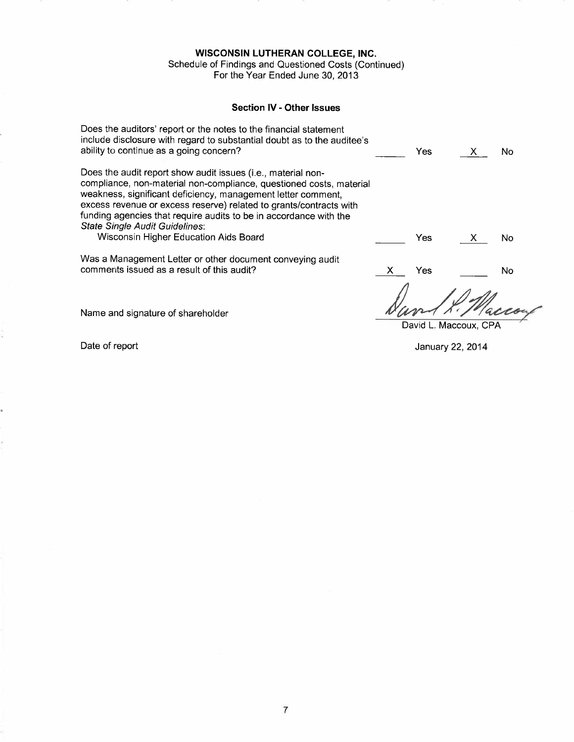**WISCONSIN LUTHERAN COLLEGE, INC.**
Schedule of Findings and Questioned Costs (Continued)
For the Year Ended June 30, 2013

### Section IV - Other Issues

| | | | | |
|---|---|---|---|---|
| Does the auditors' report or the notes to the financial statement include disclosure with regard to substantial doubt as to the auditee's ability to continue as a going concern? | ______ | Yes | X | No |
| Does the audit report show audit issues (i.e., material non-compliance, non-material non-compliance, questioned costs, material weakness, significant deficiency, management letter comment, excess revenue or excess reserve) related to grants/contracts with funding agencies that require audits to be in accordance with the *State Single Audit Guidelines*: Wisconsin Higher Education Aids Board | ______ | Yes | X | No |
| Was a Management Letter or other document conveying audit comments issued as a result of this audit? | X | Yes | ______ | No |

Name and signature of shareholder — David L. Maccoux, CPA

Date of report — January 22, 2014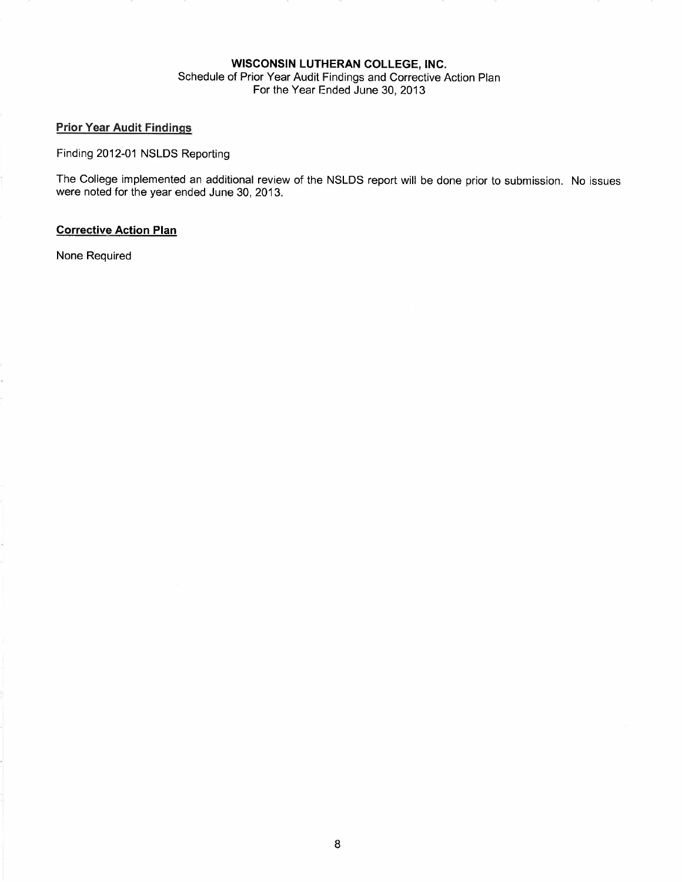**WISCONSIN LUTHERAN COLLEGE, INC.**
Schedule of Prior Year Audit Findings and Corrective Action Plan
For the Year Ended June 30, 2013

**Prior Year Audit Findings**

Finding 2012-01 NSLDS Reporting

The College implemented an additional review of the NSLDS report will be done prior to submission. No issues were noted for the year ended June 30, 2013.

**Corrective Action Plan**

None Required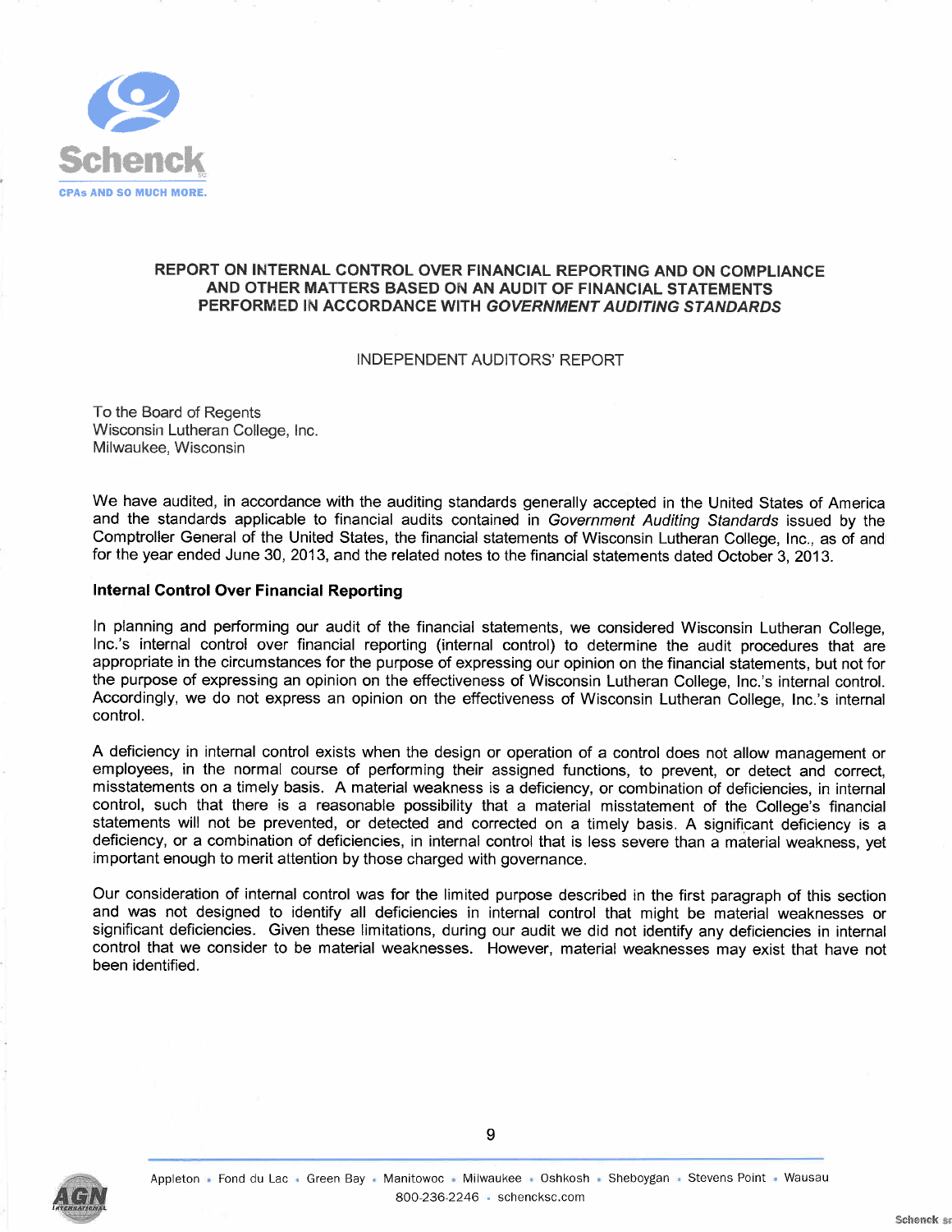## REPORT ON INTERNAL CONTROL OVER FINANCIAL REPORTING AND ON COMPLIANCE AND OTHER MATTERS BASED ON AN AUDIT OF FINANCIAL STATEMENTS PERFORMED IN ACCORDANCE WITH *GOVERNMENT AUDITING STANDARDS*

INDEPENDENT AUDITORS' REPORT

To the Board of Regents
Wisconsin Lutheran College, Inc.
Milwaukee, Wisconsin

We have audited, in accordance with the auditing standards generally accepted in the United States of America and the standards applicable to financial audits contained in *Government Auditing Standards* issued by the Comptroller General of the United States, the financial statements of Wisconsin Lutheran College, Inc., as of and for the year ended June 30, 2013, and the related notes to the financial statements dated October 3, 2013.

**Internal Control Over Financial Reporting**

In planning and performing our audit of the financial statements, we considered Wisconsin Lutheran College, Inc.'s internal control over financial reporting (internal control) to determine the audit procedures that are appropriate in the circumstances for the purpose of expressing our opinion on the financial statements, but not for the purpose of expressing an opinion on the effectiveness of Wisconsin Lutheran College, Inc.'s internal control. Accordingly, we do not express an opinion on the effectiveness of Wisconsin Lutheran College, Inc.'s internal control.

A deficiency in internal control exists when the design or operation of a control does not allow management or employees, in the normal course of performing their assigned functions, to prevent, or detect and correct, misstatements on a timely basis. A material weakness is a deficiency, or combination of deficiencies, in internal control, such that there is a reasonable possibility that a material misstatement of the College's financial statements will not be prevented, or detected and corrected on a timely basis. A significant deficiency is a deficiency, or a combination of deficiencies, in internal control that is less severe than a material weakness, yet important enough to merit attention by those charged with governance.

Our consideration of internal control was for the limited purpose described in the first paragraph of this section and was not designed to identify all deficiencies in internal control that might be material weaknesses or significant deficiencies. Given these limitations, during our audit we did not identify any deficiencies in internal control that we consider to be material weaknesses. However, material weaknesses may exist that have not been identified.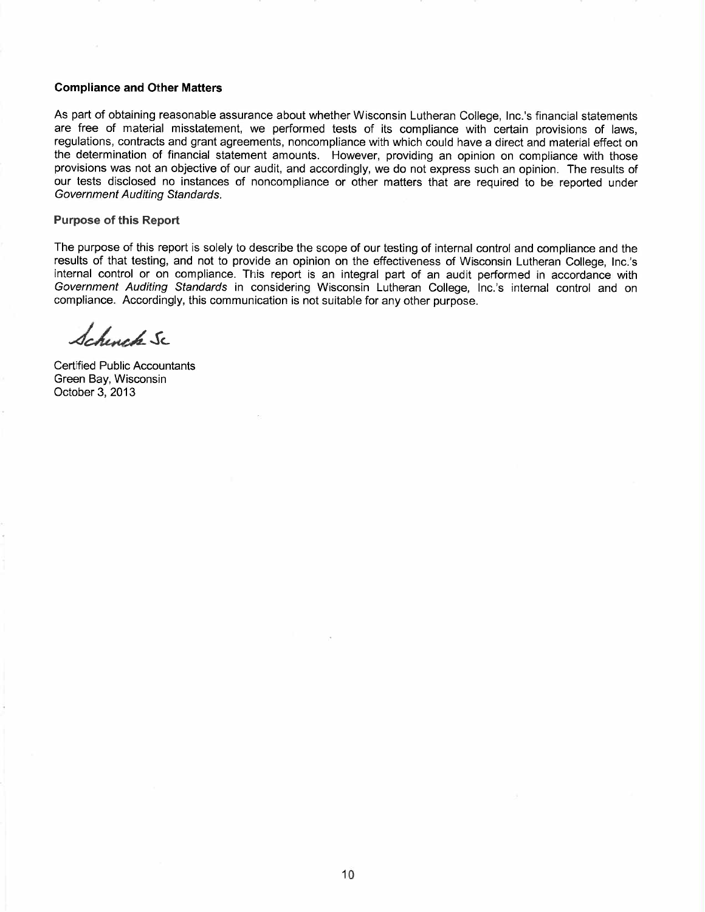**Compliance and Other Matters**

As part of obtaining reasonable assurance about whether Wisconsin Lutheran College, Inc.'s financial statements are free of material misstatement, we performed tests of its compliance with certain provisions of laws, regulations, contracts and grant agreements, noncompliance with which could have a direct and material effect on the determination of financial statement amounts. However, providing an opinion on compliance with those provisions was not an objective of our audit, and accordingly, we do not express such an opinion. The results of our tests disclosed no instances of noncompliance or other matters that are required to be reported under *Government Auditing Standards*.

**Purpose of this Report**

The purpose of this report is solely to describe the scope of our testing of internal control and compliance and the results of that testing, and not to provide an opinion on the effectiveness of Wisconsin Lutheran College, Inc.'s internal control or on compliance. This report is an integral part of an audit performed in accordance with *Government Auditing Standards* in considering Wisconsin Lutheran College, Inc.'s internal control and on compliance. Accordingly, this communication is not suitable for any other purpose.

Schenck SC

Certified Public Accountants
Green Bay, Wisconsin
October 3, 2013